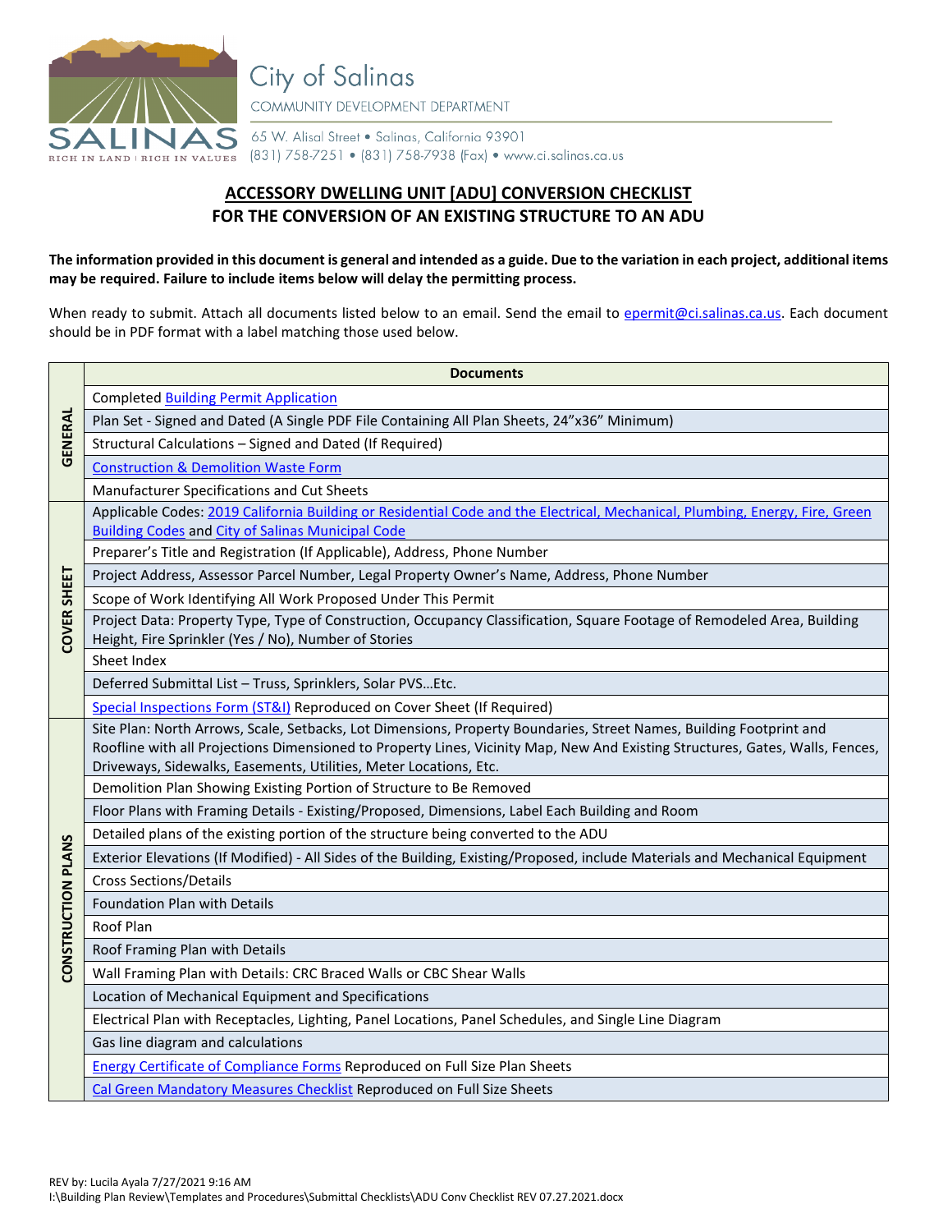City of Salinas

COMMUNITY DEVELOPMENT DEPARTMENT

65 W. Alisal Street • Salinas, California 93901
(831) 758-7251 • (831) 758-7938 (Fax) • www.ci.salinas.ca.us

# ACCESSORY DWELLING UNIT [ADU] CONVERSION CHECKLIST
## FOR THE CONVERSION OF AN EXISTING STRUCTURE TO AN ADU

**The information provided in this document is general and intended as a guide. Due to the variation in each project, additional items may be required. Failure to include items below will delay the permitting process.**

When ready to submit. Attach all documents listed below to an email. Send the email to epermit@ci.salinas.ca.us. Each document should be in PDF format with a label matching those used below.

| | Documents |
|---|---|
| GENERAL | Completed Building Permit Application |
| | Plan Set - Signed and Dated (A Single PDF File Containing All Plan Sheets, 24"x36" Minimum) |
| | Structural Calculations – Signed and Dated (If Required) |
| | Construction & Demolition Waste Form |
| | Manufacturer Specifications and Cut Sheets |
| COVER SHEET | Applicable Codes: 2019 California Building or Residential Code and the Electrical, Mechanical, Plumbing, Energy, Fire, Green Building Codes and City of Salinas Municipal Code |
| | Preparer's Title and Registration (If Applicable), Address, Phone Number |
| | Project Address, Assessor Parcel Number, Legal Property Owner's Name, Address, Phone Number |
| | Scope of Work Identifying All Work Proposed Under This Permit |
| | Project Data: Property Type, Type of Construction, Occupancy Classification, Square Footage of Remodeled Area, Building Height, Fire Sprinkler (Yes / No), Number of Stories |
| | Sheet Index |
| | Deferred Submittal List – Truss, Sprinklers, Solar PVS…Etc. |
| | Special Inspections Form (ST&I) Reproduced on Cover Sheet (If Required) |
| CONSTRUCTION PLANS | Site Plan: North Arrows, Scale, Setbacks, Lot Dimensions, Property Boundaries, Street Names, Building Footprint and Roofline with all Projections Dimensioned to Property Lines, Vicinity Map, New And Existing Structures, Gates, Walls, Fences, Driveways, Sidewalks, Easements, Utilities, Meter Locations, Etc. |
| | Demolition Plan Showing Existing Portion of Structure to Be Removed |
| | Floor Plans with Framing Details - Existing/Proposed, Dimensions, Label Each Building and Room |
| | Detailed plans of the existing portion of the structure being converted to the ADU |
| | Exterior Elevations (If Modified) - All Sides of the Building, Existing/Proposed, include Materials and Mechanical Equipment |
| | Cross Sections/Details |
| | Foundation Plan with Details |
| | Roof Plan |
| | Roof Framing Plan with Details |
| | Wall Framing Plan with Details: CRC Braced Walls or CBC Shear Walls |
| | Location of Mechanical Equipment and Specifications |
| | Electrical Plan with Receptacles, Lighting, Panel Locations, Panel Schedules, and Single Line Diagram |
| | Gas line diagram and calculations |
| | Energy Certificate of Compliance Forms Reproduced on Full Size Plan Sheets |
| | Cal Green Mandatory Measures Checklist Reproduced on Full Size Sheets |

REV by: Lucila Ayala 7/27/2021 9:16 AM
I:\Building Plan Review\Templates and Procedures\Submittal Checklists\ADU Conv Checklist REV 07.27.2021.docx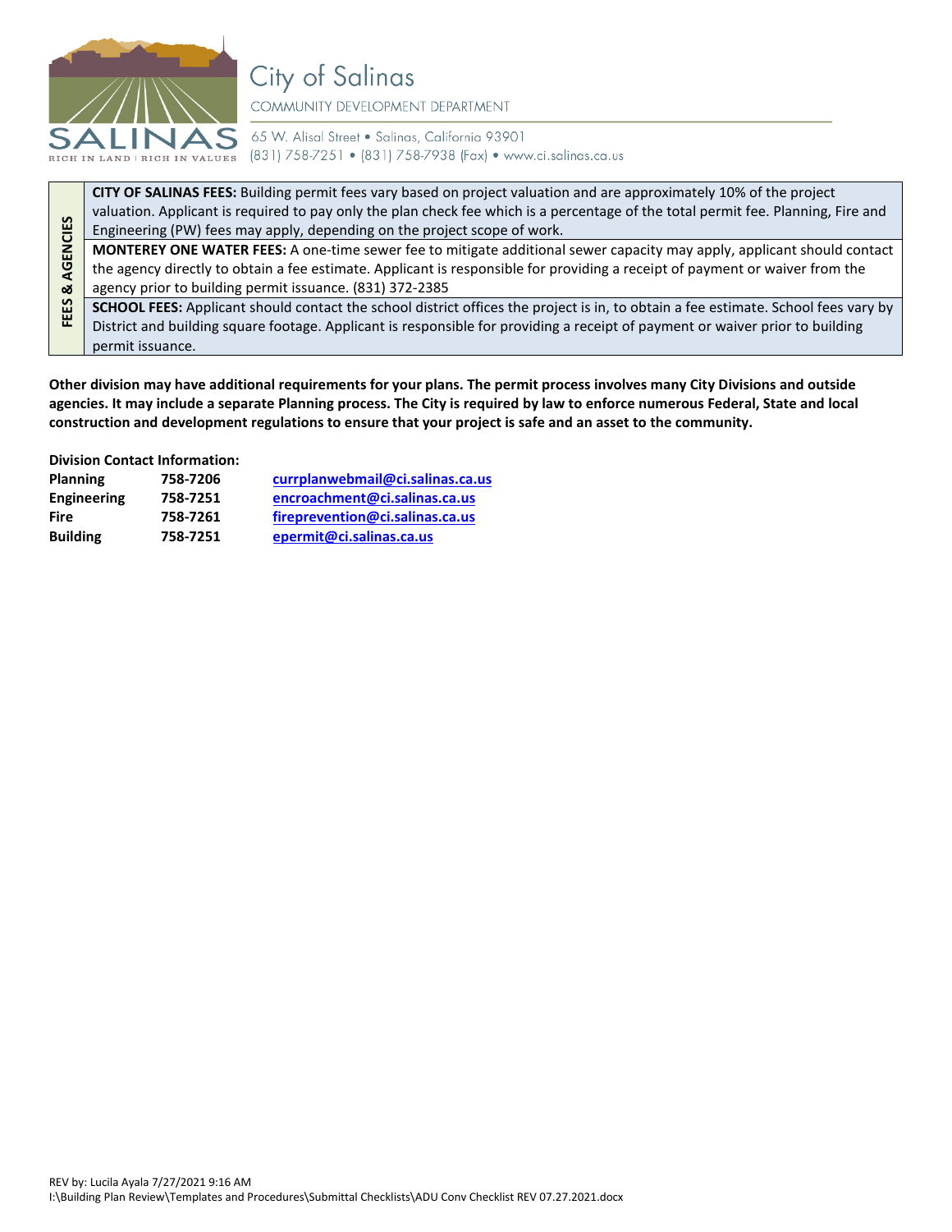City of Salinas

COMMUNITY DEVELOPMENT DEPARTMENT

65 W. Alisal Street • Salinas, California 93901
(831) 758-7251 • (831) 758-7938 (Fax) • www.ci.salinas.ca.us

| | |
|---|---|
| FEES & AGENCIES | **CITY OF SALINAS FEES:** Building permit fees vary based on project valuation and are approximately 10% of the project valuation. Applicant is required to pay only the plan check fee which is a percentage of the total permit fee. Planning, Fire and Engineering (PW) fees may apply, depending on the project scope of work. |
| | **MONTEREY ONE WATER FEES:** A one-time sewer fee to mitigate additional sewer capacity may apply, applicant should contact the agency directly to obtain a fee estimate. Applicant is responsible for providing a receipt of payment or waiver from the agency prior to building permit issuance. (831) 372-2385 |
| | **SCHOOL FEES:** Applicant should contact the school district offices the project is in, to obtain a fee estimate. School fees vary by District and building square footage. Applicant is responsible for providing a receipt of payment or waiver prior to building permit issuance. |

**Other division may have additional requirements for your plans. The permit process involves many City Divisions and outside agencies. It may include a separate Planning process. The City is required by law to enforce numerous Federal, State and local construction and development regulations to ensure that your project is safe and an asset to the community.**

**Division Contact Information:**

| | | |
|---|---|---|
| **Planning** | **758-7206** | **currplanwebmail@ci.salinas.ca.us** |
| **Engineering** | **758-7251** | **encroachment@ci.salinas.ca.us** |
| **Fire** | **758-7261** | **fireprevention@ci.salinas.ca.us** |
| **Building** | **758-7251** | **epermit@ci.salinas.ca.us** |

REV by: Lucila Ayala 7/27/2021 9:16 AM
I:\Building Plan Review\Templates and Procedures\Submittal Checklists\ADU Conv Checklist REV 07.27.2021.docx